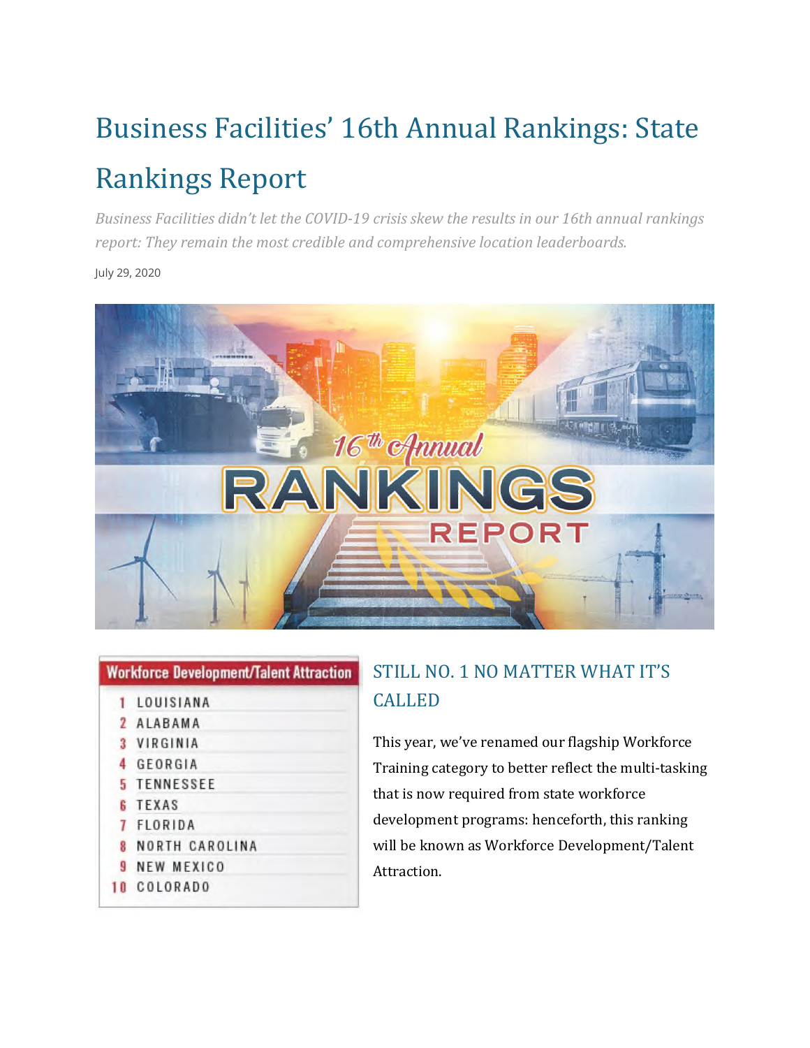# Business Facilities' 16th Annual Rankings: State Rankings Report

*Business Facilities didn't let the COVID-19 crisis skew the results in our 16th annual rankings report: They remain the most credible and comprehensive location leaderboards.*

July 29, 2020

| Workforce Development/Talent Attraction | |
|---|---|
| 1 | LOUISIANA |
| 2 | ALABAMA |
| 3 | VIRGINIA |
| 4 | GEORGIA |
| 5 | TENNESSEE |
| 6 | TEXAS |
| 7 | FLORIDA |
| 8 | NORTH CAROLINA |
| 9 | NEW MEXICO |
| 10 | COLORADO |

## STILL NO. 1 NO MATTER WHAT IT'S CALLED

This year, we've renamed our flagship Workforce Training category to better reflect the multi-tasking that is now required from state workforce development programs: henceforth, this ranking will be known as Workforce Development/Talent Attraction.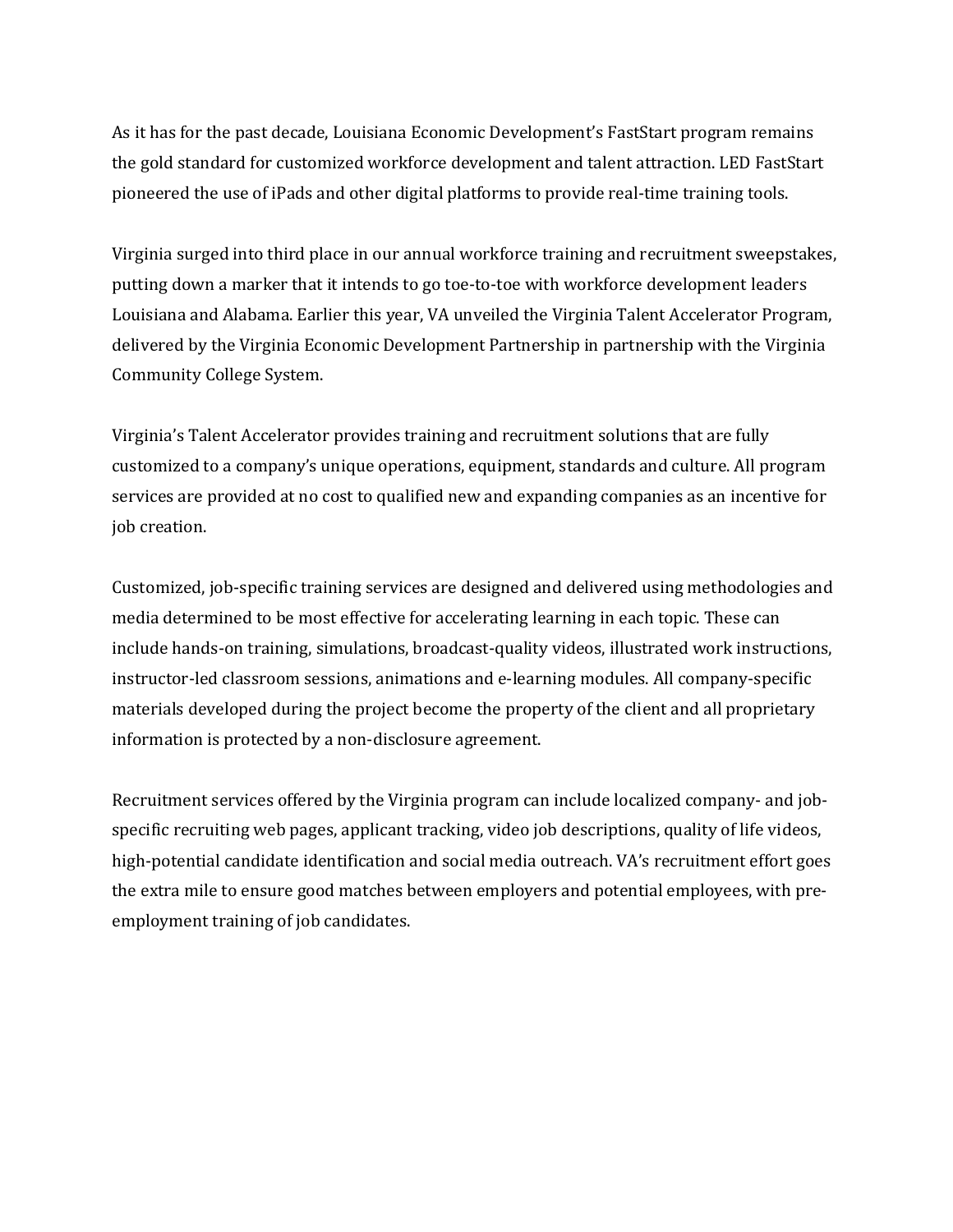As it has for the past decade, Louisiana Economic Development's FastStart program remains the gold standard for customized workforce development and talent attraction. LED FastStart pioneered the use of iPads and other digital platforms to provide real-time training tools.

Virginia surged into third place in our annual workforce training and recruitment sweepstakes, putting down a marker that it intends to go toe-to-toe with workforce development leaders Louisiana and Alabama. Earlier this year, VA unveiled the Virginia Talent Accelerator Program, delivered by the Virginia Economic Development Partnership in partnership with the Virginia Community College System.

Virginia's Talent Accelerator provides training and recruitment solutions that are fully customized to a company's unique operations, equipment, standards and culture. All program services are provided at no cost to qualified new and expanding companies as an incentive for job creation.

Customized, job-specific training services are designed and delivered using methodologies and media determined to be most effective for accelerating learning in each topic. These can include hands-on training, simulations, broadcast-quality videos, illustrated work instructions, instructor-led classroom sessions, animations and e-learning modules. All company-specific materials developed during the project become the property of the client and all proprietary information is protected by a non-disclosure agreement.

Recruitment services offered by the Virginia program can include localized company- and job-specific recruiting web pages, applicant tracking, video job descriptions, quality of life videos, high-potential candidate identification and social media outreach. VA's recruitment effort goes the extra mile to ensure good matches between employers and potential employees, with pre-employment training of job candidates.